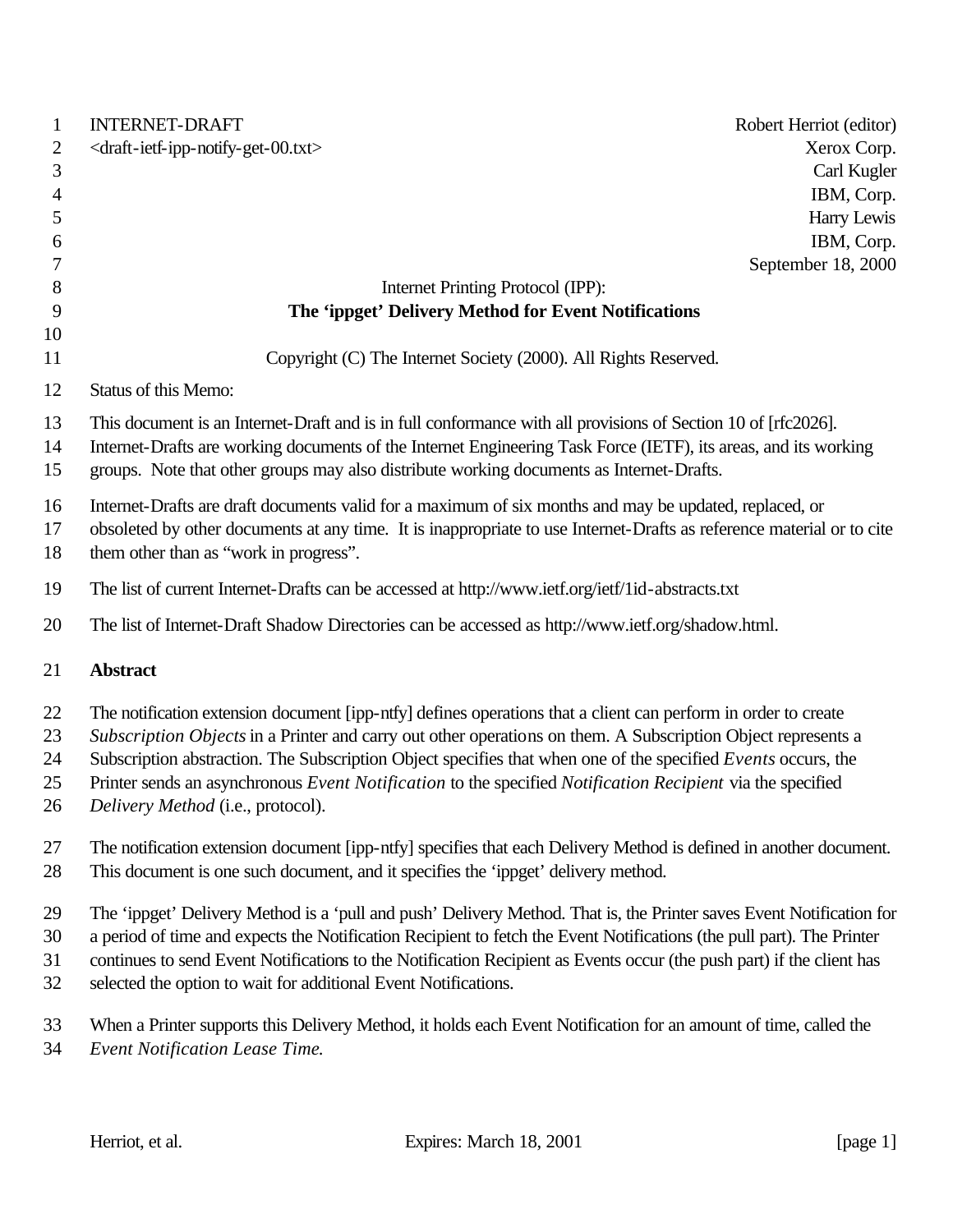INTERNET-DRAFT Robert Herriot (editor)
<draft-ietf-ipp-notify-get-00.txt> Xerox Corp.
Carl Kugler
IBM, Corp.
Harry Lewis
IBM, Corp.
September 18, 2000

Internet Printing Protocol (IPP):

**The 'ippget' Delivery Method for Event Notifications**

Copyright (C) The Internet Society (2000). All Rights Reserved.

Status of this Memo:

This document is an Internet-Draft and is in full conformance with all provisions of Section 10 of [rfc2026]. Internet-Drafts are working documents of the Internet Engineering Task Force (IETF), its areas, and its working groups. Note that other groups may also distribute working documents as Internet-Drafts.

Internet-Drafts are draft documents valid for a maximum of six months and may be updated, replaced, or obsoleted by other documents at any time. It is inappropriate to use Internet-Drafts as reference material or to cite them other than as "work in progress".

The list of current Internet-Drafts can be accessed at http://www.ietf.org/ietf/1id-abstracts.txt

The list of Internet-Draft Shadow Directories can be accessed as http://www.ietf.org/shadow.html.

## Abstract

The notification extension document [ipp-ntfy] defines operations that a client can perform in order to create *Subscription Objects* in a Printer and carry out other operations on them. A Subscription Object represents a Subscription abstraction. The Subscription Object specifies that when one of the specified *Events* occurs, the Printer sends an asynchronous *Event Notification* to the specified *Notification Recipient* via the specified *Delivery Method* (i.e., protocol).

The notification extension document [ipp-ntfy] specifies that each Delivery Method is defined in another document. This document is one such document, and it specifies the 'ippget' delivery method.

The 'ippget' Delivery Method is a 'pull and push' Delivery Method. That is, the Printer saves Event Notification for a period of time and expects the Notification Recipient to fetch the Event Notifications (the pull part). The Printer continues to send Event Notifications to the Notification Recipient as Events occur (the push part) if the client has selected the option to wait for additional Event Notifications.

When a Printer supports this Delivery Method, it holds each Event Notification for an amount of time, called the *Event Notification Lease Time.*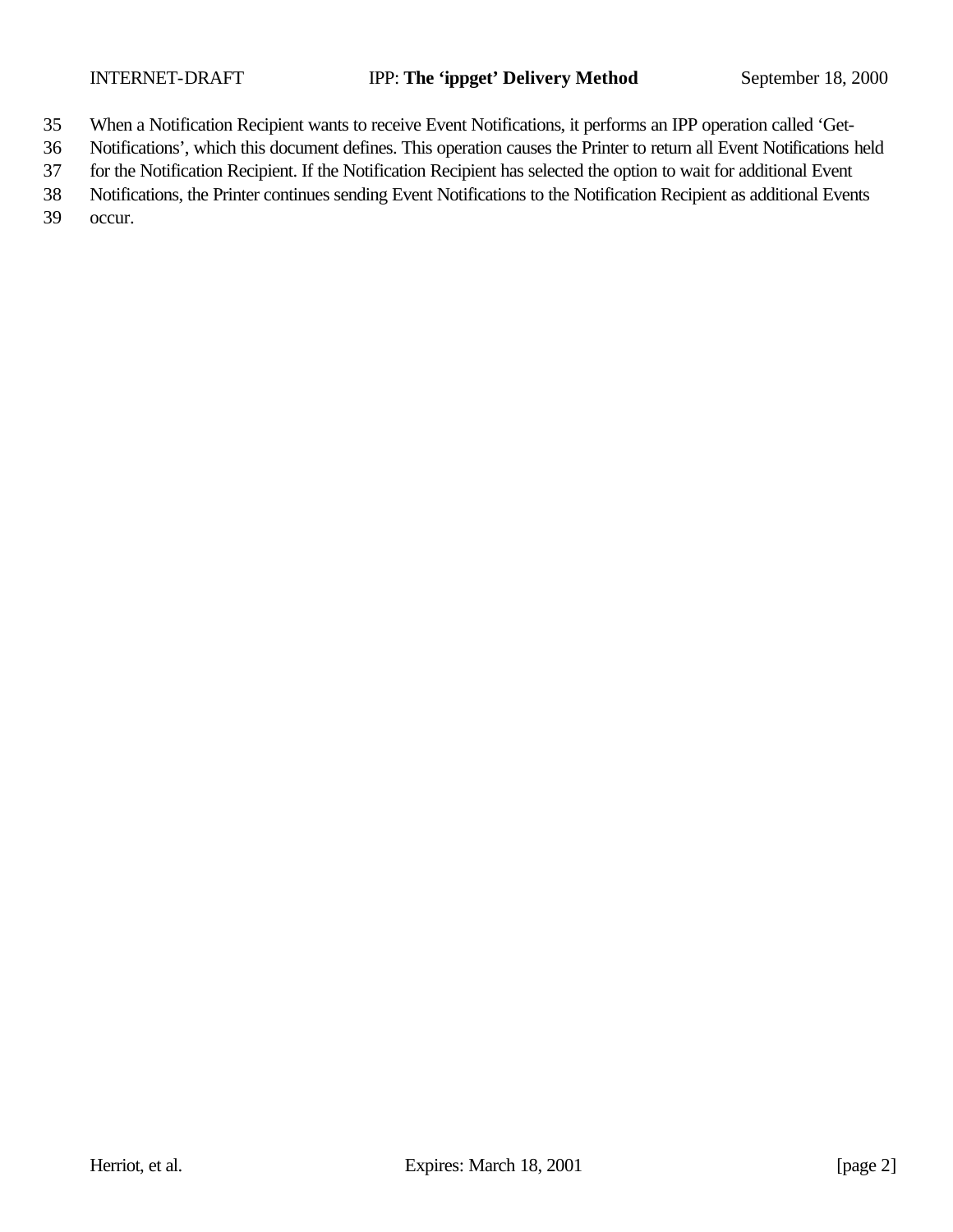When a Notification Recipient wants to receive Event Notifications, it performs an IPP operation called 'Get-Notifications', which this document defines. This operation causes the Printer to return all Event Notifications held for the Notification Recipient. If the Notification Recipient has selected the option to wait for additional Event Notifications, the Printer continues sending Event Notifications to the Notification Recipient as additional Events occur.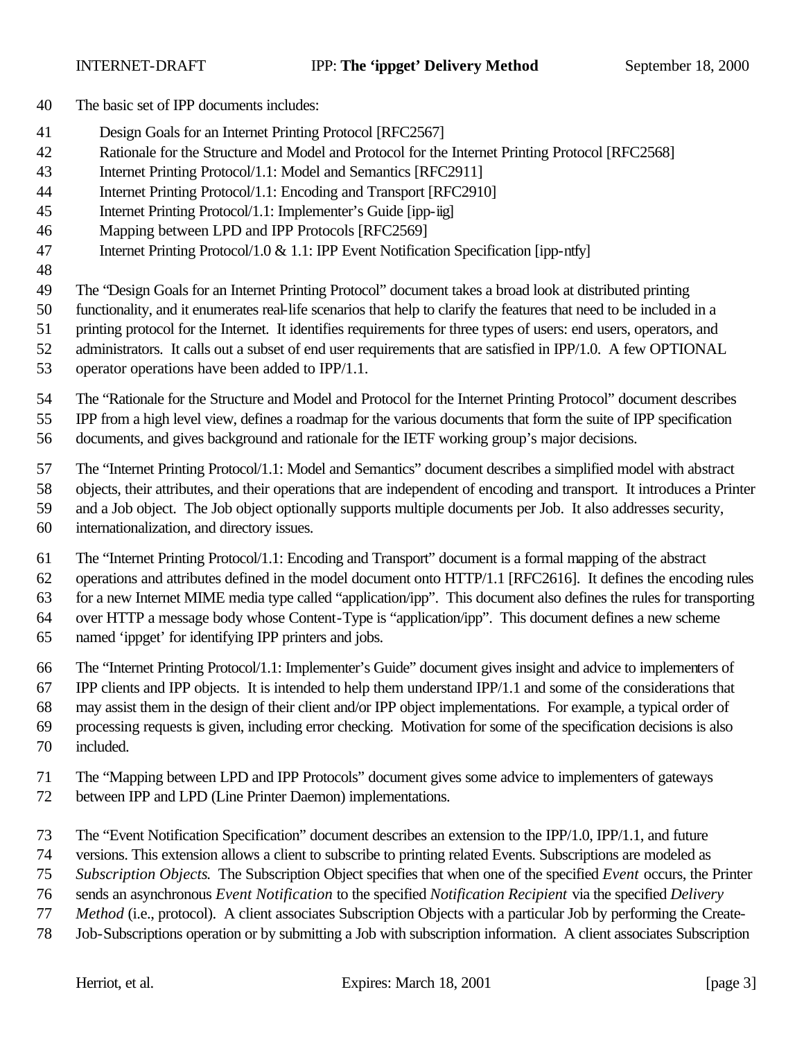The basic set of IPP documents includes:

- Design Goals for an Internet Printing Protocol [RFC2567]
- Rationale for the Structure and Model and Protocol for the Internet Printing Protocol [RFC2568]
- Internet Printing Protocol/1.1: Model and Semantics [RFC2911]
- Internet Printing Protocol/1.1: Encoding and Transport [RFC2910]
- Internet Printing Protocol/1.1: Implementer's Guide [ipp-iig]
- Mapping between LPD and IPP Protocols [RFC2569]
- Internet Printing Protocol/1.0 & 1.1: IPP Event Notification Specification [ipp-ntfy]

The "Design Goals for an Internet Printing Protocol" document takes a broad look at distributed printing functionality, and it enumerates real-life scenarios that help to clarify the features that need to be included in a printing protocol for the Internet. It identifies requirements for three types of users: end users, operators, and administrators. It calls out a subset of end user requirements that are satisfied in IPP/1.0. A few OPTIONAL operator operations have been added to IPP/1.1.

The "Rationale for the Structure and Model and Protocol for the Internet Printing Protocol" document describes IPP from a high level view, defines a roadmap for the various documents that form the suite of IPP specification documents, and gives background and rationale for the IETF working group's major decisions.

The "Internet Printing Protocol/1.1: Model and Semantics" document describes a simplified model with abstract objects, their attributes, and their operations that are independent of encoding and transport. It introduces a Printer and a Job object. The Job object optionally supports multiple documents per Job. It also addresses security, internationalization, and directory issues.

The "Internet Printing Protocol/1.1: Encoding and Transport" document is a formal mapping of the abstract operations and attributes defined in the model document onto HTTP/1.1 [RFC2616]. It defines the encoding rules for a new Internet MIME media type called "application/ipp". This document also defines the rules for transporting over HTTP a message body whose Content-Type is "application/ipp". This document defines a new scheme named 'ippget' for identifying IPP printers and jobs.

The "Internet Printing Protocol/1.1: Implementer's Guide" document gives insight and advice to implementers of IPP clients and IPP objects. It is intended to help them understand IPP/1.1 and some of the considerations that may assist them in the design of their client and/or IPP object implementations. For example, a typical order of processing requests is given, including error checking. Motivation for some of the specification decisions is also included.

The "Mapping between LPD and IPP Protocols" document gives some advice to implementers of gateways between IPP and LPD (Line Printer Daemon) implementations.

The "Event Notification Specification" document describes an extension to the IPP/1.0, IPP/1.1, and future versions. This extension allows a client to subscribe to printing related Events. Subscriptions are modeled as *Subscription Objects*. The Subscription Object specifies that when one of the specified *Event* occurs, the Printer sends an asynchronous *Event Notification* to the specified *Notification Recipient* via the specified *Delivery Method* (i.e., protocol). A client associates Subscription Objects with a particular Job by performing the Create-Job-Subscriptions operation or by submitting a Job with subscription information. A client associates Subscription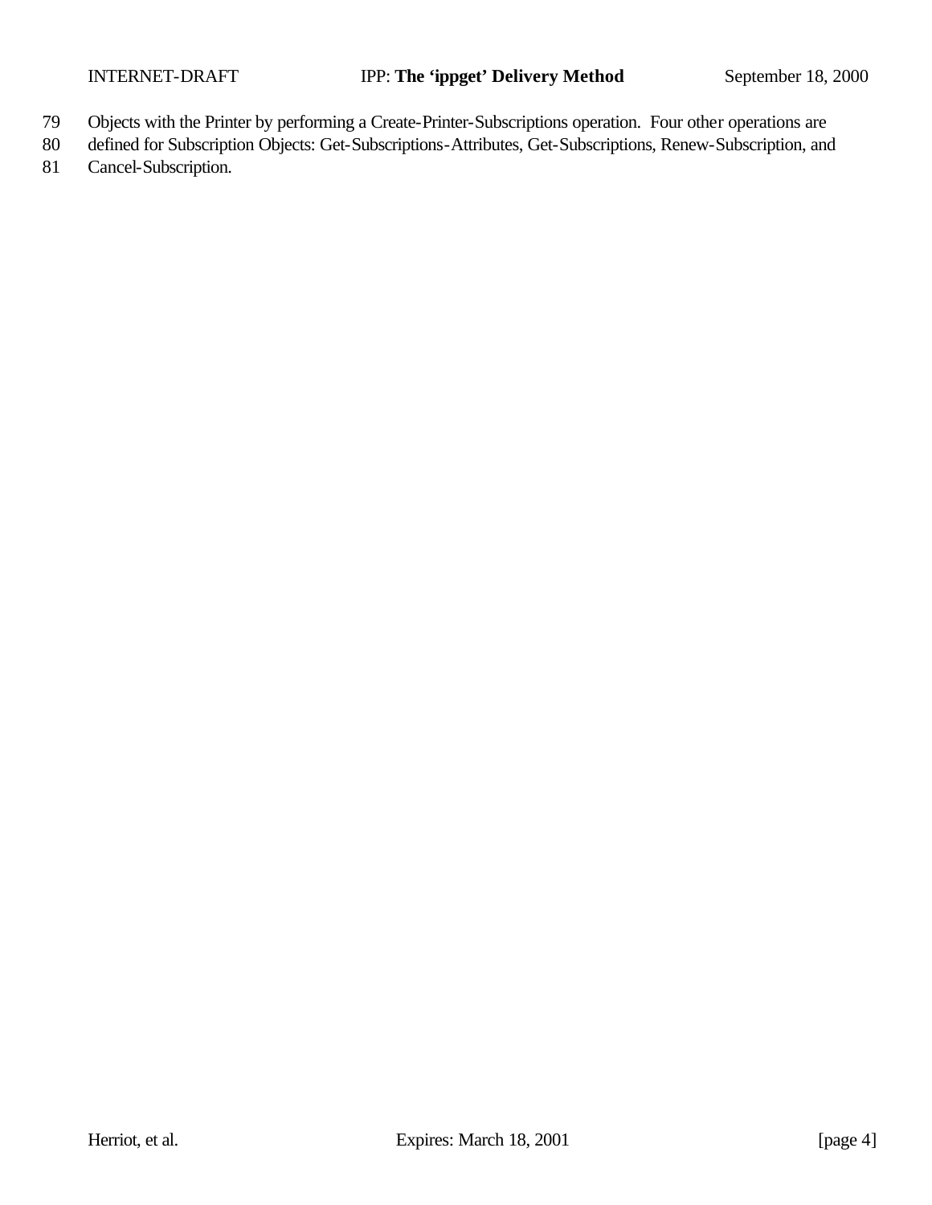Objects with the Printer by performing a Create-Printer-Subscriptions operation. Four other operations are defined for Subscription Objects: Get-Subscriptions-Attributes, Get-Subscriptions, Renew-Subscription, and Cancel-Subscription.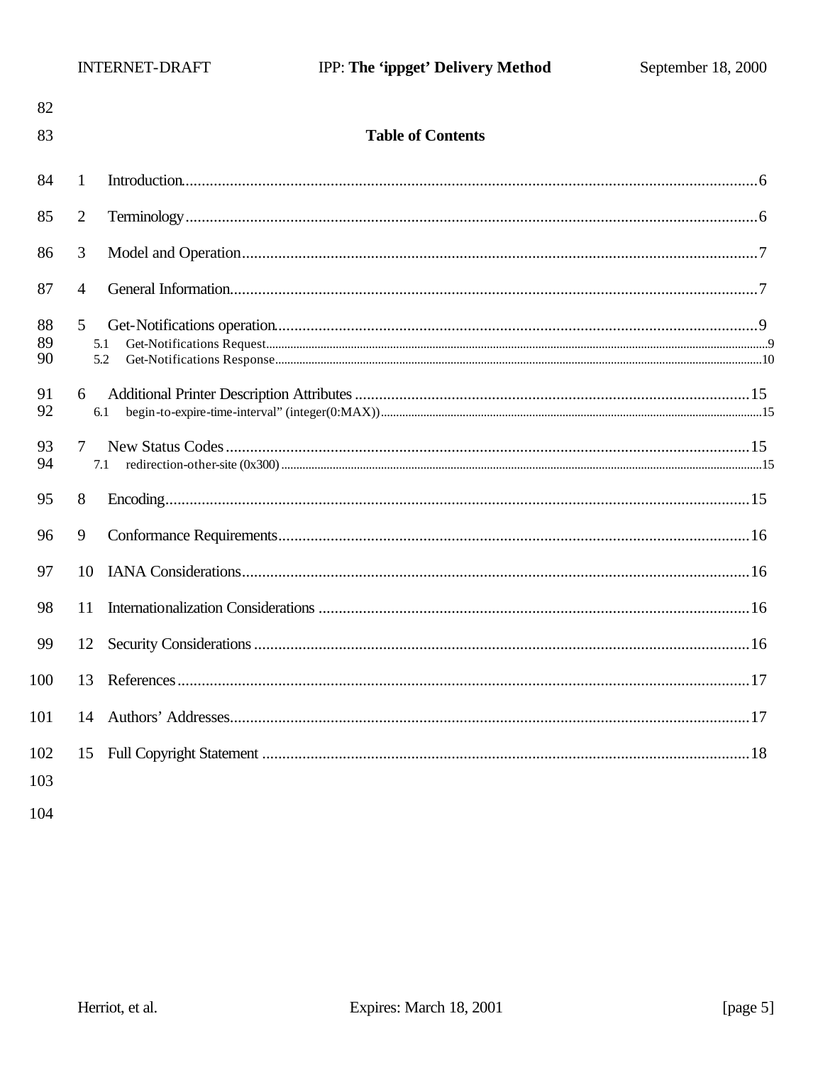## Table of Contents

1 Introduction.....6

2 Terminology.....6

3 Model and Operation.....7

4 General Information.....7

5 Get-Notifications operation.....9
- 5.1 Get-Notifications Request.....9
- 5.2 Get-Notifications Response.....10

6 Additional Printer Description Attributes.....15
- 6.1 begin-to-expire-time-interval" (integer(0:MAX)).....15

7 New Status Codes.....15
- 7.1 redirection-other-site (0x300).....15

8 Encoding.....15

9 Conformance Requirements.....16

10 IANA Considerations.....16

11 Internationalization Considerations.....16

12 Security Considerations.....16

13 References.....17

14 Authors' Addresses.....17

15 Full Copyright Statement.....18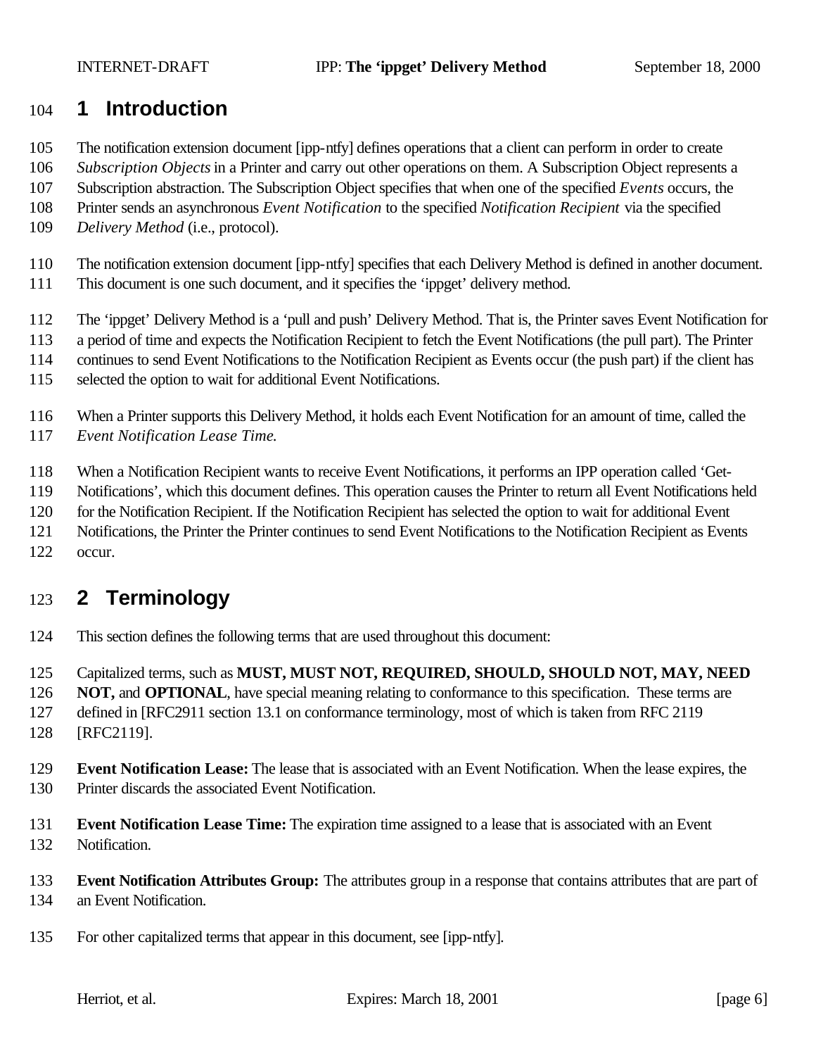# 1 Introduction

The notification extension document [ipp-ntfy] defines operations that a client can perform in order to create *Subscription Objects* in a Printer and carry out other operations on them. A Subscription Object represents a Subscription abstraction. The Subscription Object specifies that when one of the specified *Events* occurs, the Printer sends an asynchronous *Event Notification* to the specified *Notification Recipient* via the specified *Delivery Method* (i.e., protocol).

The notification extension document [ipp-ntfy] specifies that each Delivery Method is defined in another document. This document is one such document, and it specifies the 'ippget' delivery method.

The 'ippget' Delivery Method is a 'pull and push' Delivery Method. That is, the Printer saves Event Notification for a period of time and expects the Notification Recipient to fetch the Event Notifications (the pull part). The Printer continues to send Event Notifications to the Notification Recipient as Events occur (the push part) if the client has selected the option to wait for additional Event Notifications.

When a Printer supports this Delivery Method, it holds each Event Notification for an amount of time, called the *Event Notification Lease Time.*

When a Notification Recipient wants to receive Event Notifications, it performs an IPP operation called 'Get-Notifications', which this document defines. This operation causes the Printer to return all Event Notifications held for the Notification Recipient. If the Notification Recipient has selected the option to wait for additional Event Notifications, the Printer the Printer continues to send Event Notifications to the Notification Recipient as Events occur.

# 2 Terminology

This section defines the following terms that are used throughout this document:

Capitalized terms, such as **MUST, MUST NOT, REQUIRED, SHOULD, SHOULD NOT, MAY, NEED NOT,** and **OPTIONAL**, have special meaning relating to conformance to this specification. These terms are defined in [RFC2911 section 13.1 on conformance terminology, most of which is taken from RFC 2119 [RFC2119].

**Event Notification Lease:** The lease that is associated with an Event Notification. When the lease expires, the Printer discards the associated Event Notification.

**Event Notification Lease Time:** The expiration time assigned to a lease that is associated with an Event Notification.

**Event Notification Attributes Group:** The attributes group in a response that contains attributes that are part of an Event Notification.

For other capitalized terms that appear in this document, see [ipp-ntfy].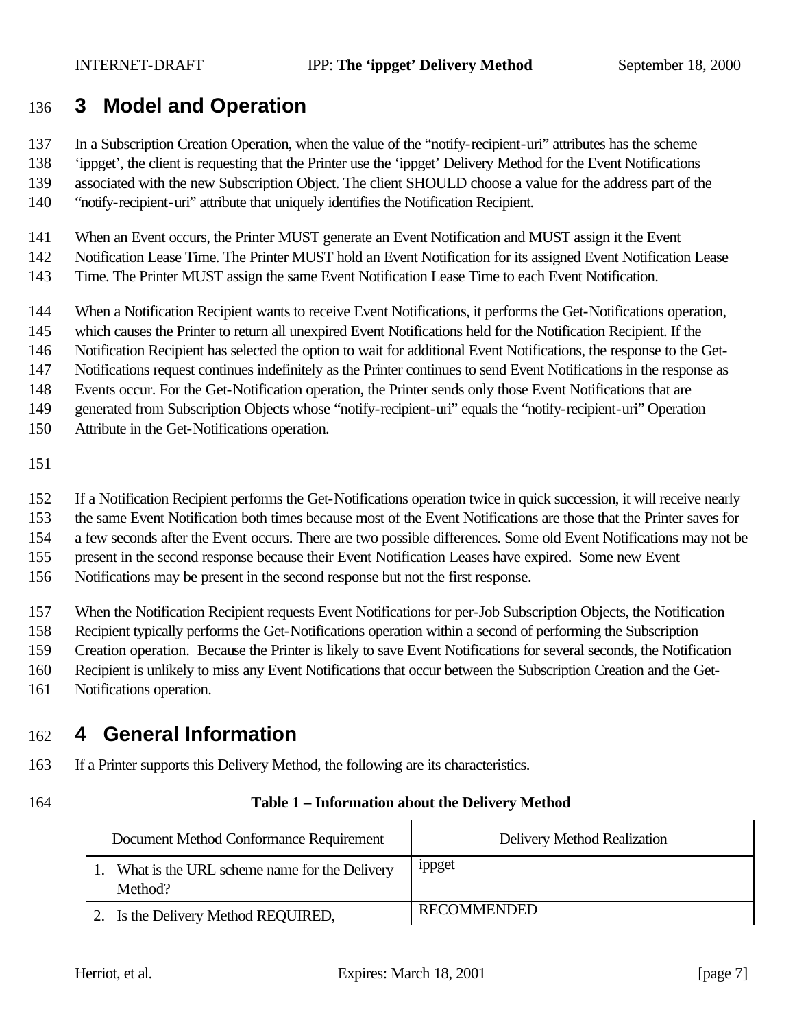# 3 Model and Operation

In a Subscription Creation Operation, when the value of the "notify-recipient-uri" attributes has the scheme 'ippget', the client is requesting that the Printer use the 'ippget' Delivery Method for the Event Notifications associated with the new Subscription Object. The client SHOULD choose a value for the address part of the "notify-recipient-uri" attribute that uniquely identifies the Notification Recipient.

When an Event occurs, the Printer MUST generate an Event Notification and MUST assign it the Event Notification Lease Time. The Printer MUST hold an Event Notification for its assigned Event Notification Lease Time. The Printer MUST assign the same Event Notification Lease Time to each Event Notification.

When a Notification Recipient wants to receive Event Notifications, it performs the Get-Notifications operation, which causes the Printer to return all unexpired Event Notifications held for the Notification Recipient. If the Notification Recipient has selected the option to wait for additional Event Notifications, the response to the Get-Notifications request continues indefinitely as the Printer continues to send Event Notifications in the response as Events occur. For the Get-Notification operation, the Printer sends only those Event Notifications that are generated from Subscription Objects whose "notify-recipient-uri" equals the "notify-recipient-uri" Operation Attribute in the Get-Notifications operation.

If a Notification Recipient performs the Get-Notifications operation twice in quick succession, it will receive nearly the same Event Notification both times because most of the Event Notifications are those that the Printer saves for a few seconds after the Event occurs. There are two possible differences. Some old Event Notifications may not be present in the second response because their Event Notification Leases have expired. Some new Event Notifications may be present in the second response but not the first response.

When the Notification Recipient requests Event Notifications for per-Job Subscription Objects, the Notification Recipient typically performs the Get-Notifications operation within a second of performing the Subscription Creation operation. Because the Printer is likely to save Event Notifications for several seconds, the Notification Recipient is unlikely to miss any Event Notifications that occur between the Subscription Creation and the Get-Notifications operation.

# 4 General Information

If a Printer supports this Delivery Method, the following are its characteristics.

**Table 1 – Information about the Delivery Method**

| Document Method Conformance Requirement | Delivery Method Realization |
|---|---|
| 1. What is the URL scheme name for the Delivery Method? | ippget |
| 2. Is the Delivery Method REQUIRED, | RECOMMENDED |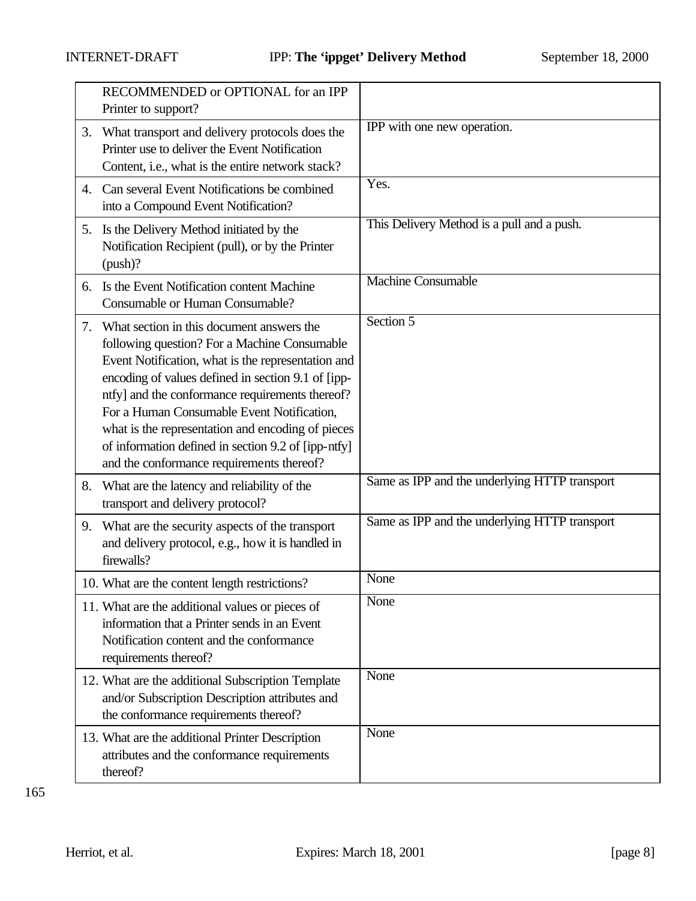| | |
|---|---|
| RECOMMENDED or OPTIONAL for an IPP Printer to support? | |
| 3. What transport and delivery protocols does the Printer use to deliver the Event Notification Content, i.e., what is the entire network stack? | IPP with one new operation. |
| 4. Can several Event Notifications be combined into a Compound Event Notification? | Yes. |
| 5. Is the Delivery Method initiated by the Notification Recipient (pull), or by the Printer (push)? | This Delivery Method is a pull and a push. |
| 6. Is the Event Notification content Machine Consumable or Human Consumable? | Machine Consumable |
| 7. What section in this document answers the following question? For a Machine Consumable Event Notification, what is the representation and encoding of values defined in section 9.1 of [ipp-ntfy] and the conformance requirements thereof? For a Human Consumable Event Notification, what is the representation and encoding of pieces of information defined in section 9.2 of [ipp-ntfy] and the conformance requirements thereof? | Section 5 |
| 8. What are the latency and reliability of the transport and delivery protocol? | Same as IPP and the underlying HTTP transport |
| 9. What are the security aspects of the transport and delivery protocol, e.g., how it is handled in firewalls? | Same as IPP and the underlying HTTP transport |
| 10. What are the content length restrictions? | None |
| 11. What are the additional values or pieces of information that a Printer sends in an Event Notification content and the conformance requirements thereof? | None |
| 12. What are the additional Subscription Template and/or Subscription Description attributes and the conformance requirements thereof? | None |
| 13. What are the additional Printer Description attributes and the conformance requirements thereof? | None |

165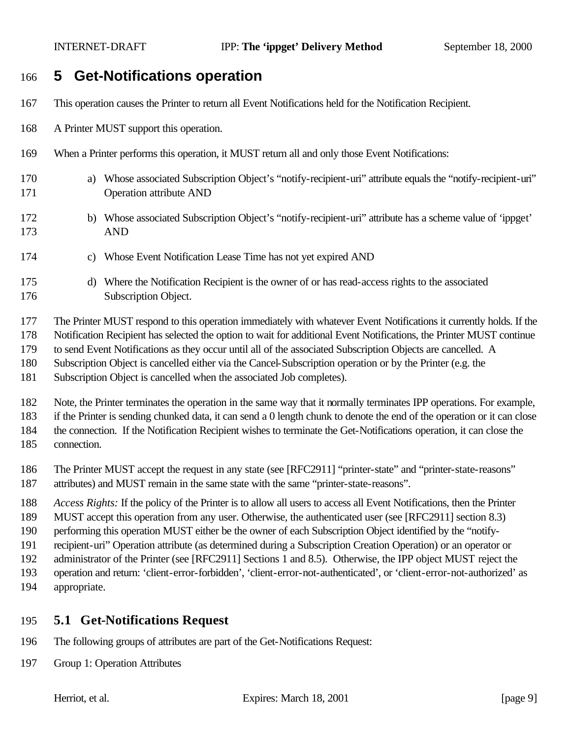# 5 Get-Notifications operation

This operation causes the Printer to return all Event Notifications held for the Notification Recipient.

A Printer MUST support this operation.

When a Printer performs this operation, it MUST return all and only those Event Notifications:

a) Whose associated Subscription Object's "notify-recipient-uri" attribute equals the "notify-recipient-uri" Operation attribute AND

b) Whose associated Subscription Object's "notify-recipient-uri" attribute has a scheme value of 'ippget' AND

c) Whose Event Notification Lease Time has not yet expired AND

d) Where the Notification Recipient is the owner of or has read-access rights to the associated Subscription Object.

The Printer MUST respond to this operation immediately with whatever Event Notifications it currently holds. If the Notification Recipient has selected the option to wait for additional Event Notifications, the Printer MUST continue to send Event Notifications as they occur until all of the associated Subscription Objects are cancelled. A Subscription Object is cancelled either via the Cancel-Subscription operation or by the Printer (e.g. the Subscription Object is cancelled when the associated Job completes).

Note, the Printer terminates the operation in the same way that it normally terminates IPP operations. For example, if the Printer is sending chunked data, it can send a 0 length chunk to denote the end of the operation or it can close the connection. If the Notification Recipient wishes to terminate the Get-Notifications operation, it can close the connection.

The Printer MUST accept the request in any state (see [RFC2911] "printer-state" and "printer-state-reasons" attributes) and MUST remain in the same state with the same "printer-state-reasons".

*Access Rights:* If the policy of the Printer is to allow all users to access all Event Notifications, then the Printer MUST accept this operation from any user. Otherwise, the authenticated user (see [RFC2911] section 8.3) performing this operation MUST either be the owner of each Subscription Object identified by the "notify-recipient-uri" Operation attribute (as determined during a Subscription Creation Operation) or an operator or administrator of the Printer (see [RFC2911] Sections 1 and 8.5). Otherwise, the IPP object MUST reject the operation and return: 'client-error-forbidden', 'client-error-not-authenticated', or 'client-error-not-authorized' as appropriate.

## 5.1 Get-Notifications Request

The following groups of attributes are part of the Get-Notifications Request:

Group 1: Operation Attributes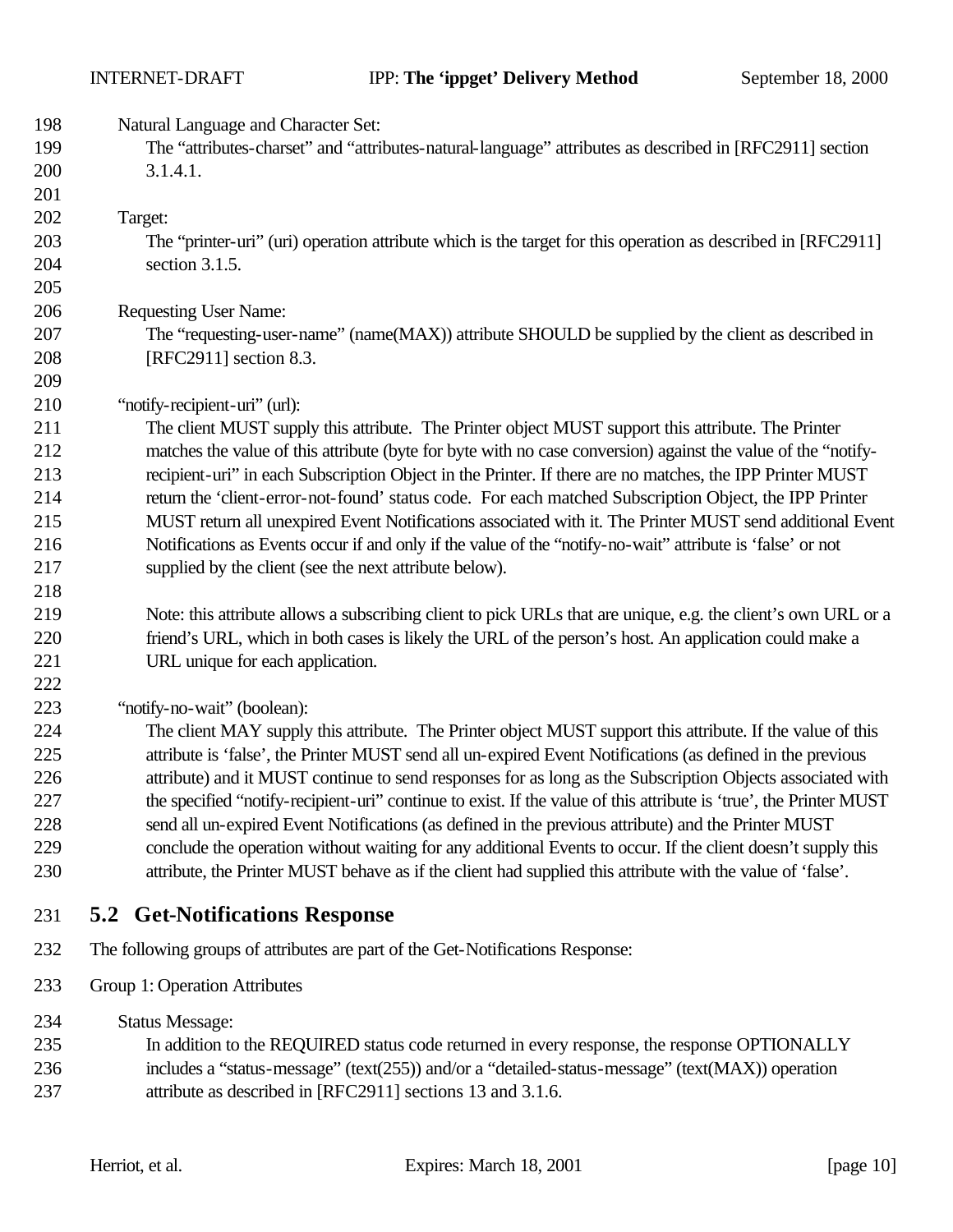Natural Language and Character Set:
The “attributes-charset” and “attributes-natural-language” attributes as described in [RFC2911] section 3.1.4.1.

Target:
The “printer-uri” (uri) operation attribute which is the target for this operation as described in [RFC2911] section 3.1.5.

Requesting User Name:
The “requesting-user-name” (name(MAX)) attribute SHOULD be supplied by the client as described in [RFC2911] section 8.3.

“notify-recipient-uri” (url):
The client MUST supply this attribute. The Printer object MUST support this attribute. The Printer matches the value of this attribute (byte for byte with no case conversion) against the value of the “notify-recipient-uri” in each Subscription Object in the Printer. If there are no matches, the IPP Printer MUST return the ‘client-error-not-found’ status code. For each matched Subscription Object, the IPP Printer MUST return all unexpired Event Notifications associated with it. The Printer MUST send additional Event Notifications as Events occur if and only if the value of the “notify-no-wait” attribute is ‘false’ or not supplied by the client (see the next attribute below).

Note: this attribute allows a subscribing client to pick URLs that are unique, e.g. the client’s own URL or a friend’s URL, which in both cases is likely the URL of the person’s host. An application could make a URL unique for each application.

“notify-no-wait” (boolean):
The client MAY supply this attribute. The Printer object MUST support this attribute. If the value of this attribute is ‘false’, the Printer MUST send all un-expired Event Notifications (as defined in the previous attribute) and it MUST continue to send responses for as long as the Subscription Objects associated with the specified “notify-recipient-uri” continue to exist. If the value of this attribute is ‘true’, the Printer MUST send all un-expired Event Notifications (as defined in the previous attribute) and the Printer MUST conclude the operation without waiting for any additional Events to occur. If the client doesn’t supply this attribute, the Printer MUST behave as if the client had supplied this attribute with the value of ‘false’.

## 5.2 Get-Notifications Response

The following groups of attributes are part of the Get-Notifications Response:

Group 1: Operation Attributes

Status Message:
In addition to the REQUIRED status code returned in every response, the response OPTIONALLY includes a “status-message” (text(255)) and/or a “detailed-status-message” (text(MAX)) operation attribute as described in [RFC2911] sections 13 and 3.1.6.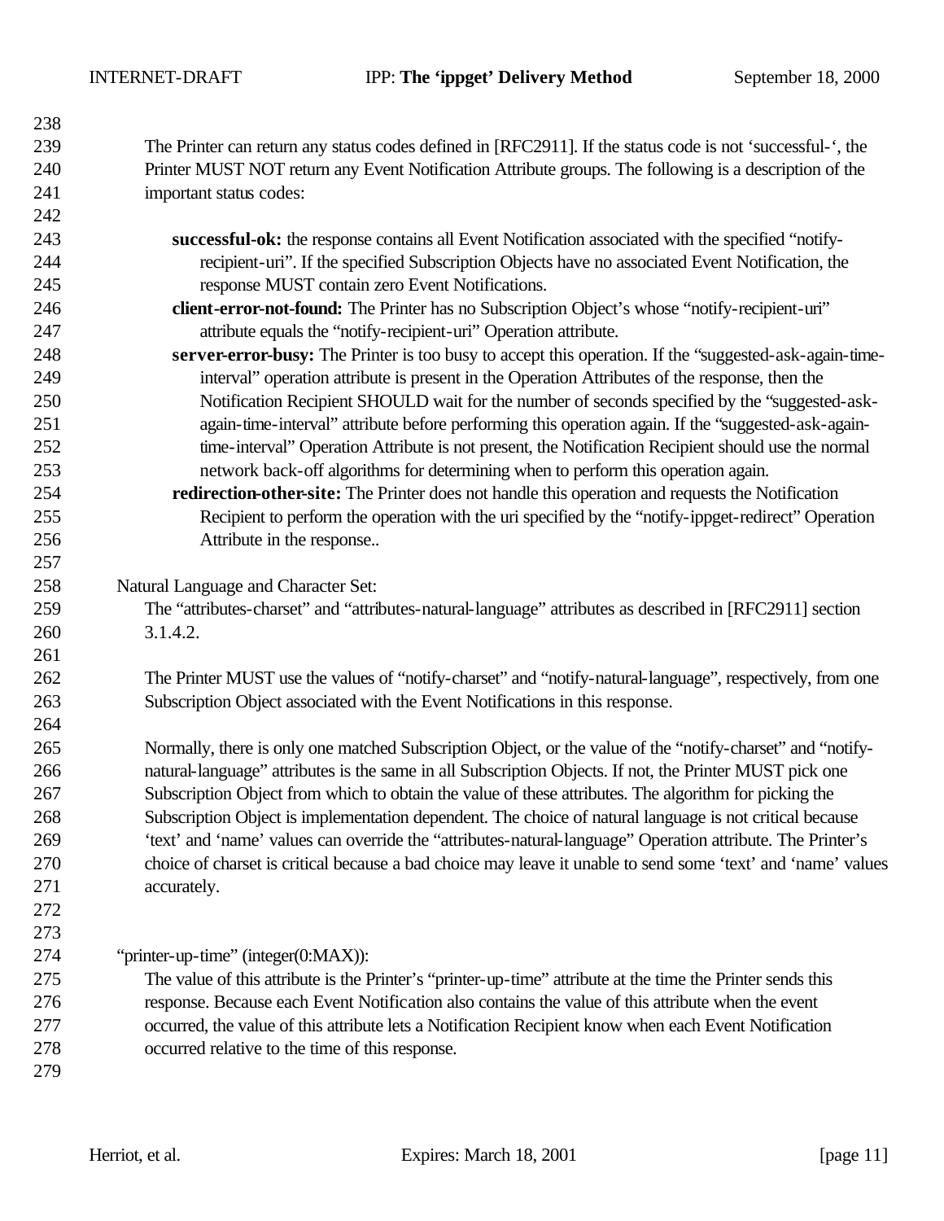The Printer can return any status codes defined in [RFC2911]. If the status code is not 'successful-', the Printer MUST NOT return any Event Notification Attribute groups. The following is a description of the important status codes:

- **successful-ok:** the response contains all Event Notification associated with the specified "notify-recipient-uri". If the specified Subscription Objects have no associated Event Notification, the response MUST contain zero Event Notifications.
- **client-error-not-found:** The Printer has no Subscription Object's whose "notify-recipient-uri" attribute equals the "notify-recipient-uri" Operation attribute.
- **server-error-busy:** The Printer is too busy to accept this operation. If the "suggested-ask-again-time-interval" operation attribute is present in the Operation Attributes of the response, then the Notification Recipient SHOULD wait for the number of seconds specified by the "suggested-ask-again-time-interval" attribute before performing this operation again. If the "suggested-ask-again-time-interval" Operation Attribute is not present, the Notification Recipient should use the normal network back-off algorithms for determining when to perform this operation again.
- **redirection-other-site:** The Printer does not handle this operation and requests the Notification Recipient to perform the operation with the uri specified by the "notify-ippget-redirect" Operation Attribute in the response..

Natural Language and Character Set:

The "attributes-charset" and "attributes-natural-language" attributes as described in [RFC2911] section 3.1.4.2.

The Printer MUST use the values of "notify-charset" and "notify-natural-language", respectively, from one Subscription Object associated with the Event Notifications in this response.

Normally, there is only one matched Subscription Object, or the value of the "notify-charset" and "notify-natural-language" attributes is the same in all Subscription Objects. If not, the Printer MUST pick one Subscription Object from which to obtain the value of these attributes. The algorithm for picking the Subscription Object is implementation dependent. The choice of natural language is not critical because 'text' and 'name' values can override the "attributes-natural-language" Operation attribute. The Printer's choice of charset is critical because a bad choice may leave it unable to send some 'text' and 'name' values accurately.

"printer-up-time" (integer(0:MAX)):

The value of this attribute is the Printer's "printer-up-time" attribute at the time the Printer sends this response. Because each Event Notification also contains the value of this attribute when the event occurred, the value of this attribute lets a Notification Recipient know when each Event Notification occurred relative to the time of this response.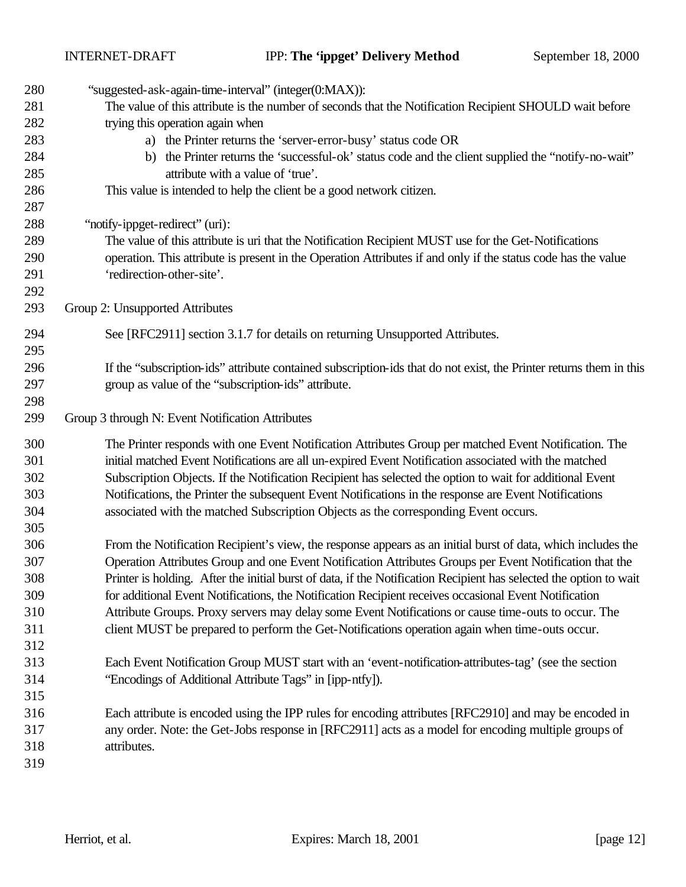"suggested-ask-again-time-interval" (integer(0:MAX)):

The value of this attribute is the number of seconds that the Notification Recipient SHOULD wait before trying this operation again when

a) the Printer returns the 'server-error-busy' status code OR
b) the Printer returns the 'successful-ok' status code and the client supplied the "notify-no-wait" attribute with a value of 'true'.

This value is intended to help the client be a good network citizen.

"notify-ippget-redirect" (uri):

The value of this attribute is uri that the Notification Recipient MUST use for the Get-Notifications operation. This attribute is present in the Operation Attributes if and only if the status code has the value 'redirection-other-site'.

Group 2: Unsupported Attributes

See [RFC2911] section 3.1.7 for details on returning Unsupported Attributes.

If the "subscription-ids" attribute contained subscription-ids that do not exist, the Printer returns them in this group as value of the "subscription-ids" attribute.

Group 3 through N: Event Notification Attributes

The Printer responds with one Event Notification Attributes Group per matched Event Notification. The initial matched Event Notifications are all un-expired Event Notification associated with the matched Subscription Objects. If the Notification Recipient has selected the option to wait for additional Event Notifications, the Printer the subsequent Event Notifications in the response are Event Notifications associated with the matched Subscription Objects as the corresponding Event occurs.

From the Notification Recipient's view, the response appears as an initial burst of data, which includes the Operation Attributes Group and one Event Notification Attributes Groups per Event Notification that the Printer is holding. After the initial burst of data, if the Notification Recipient has selected the option to wait for additional Event Notifications, the Notification Recipient receives occasional Event Notification Attribute Groups. Proxy servers may delay some Event Notifications or cause time-outs to occur. The client MUST be prepared to perform the Get-Notifications operation again when time-outs occur.

Each Event Notification Group MUST start with an 'event-notification-attributes-tag' (see the section "Encodings of Additional Attribute Tags" in [ipp-ntfy]).

Each attribute is encoded using the IPP rules for encoding attributes [RFC2910] and may be encoded in any order. Note: the Get-Jobs response in [RFC2911] acts as a model for encoding multiple groups of attributes.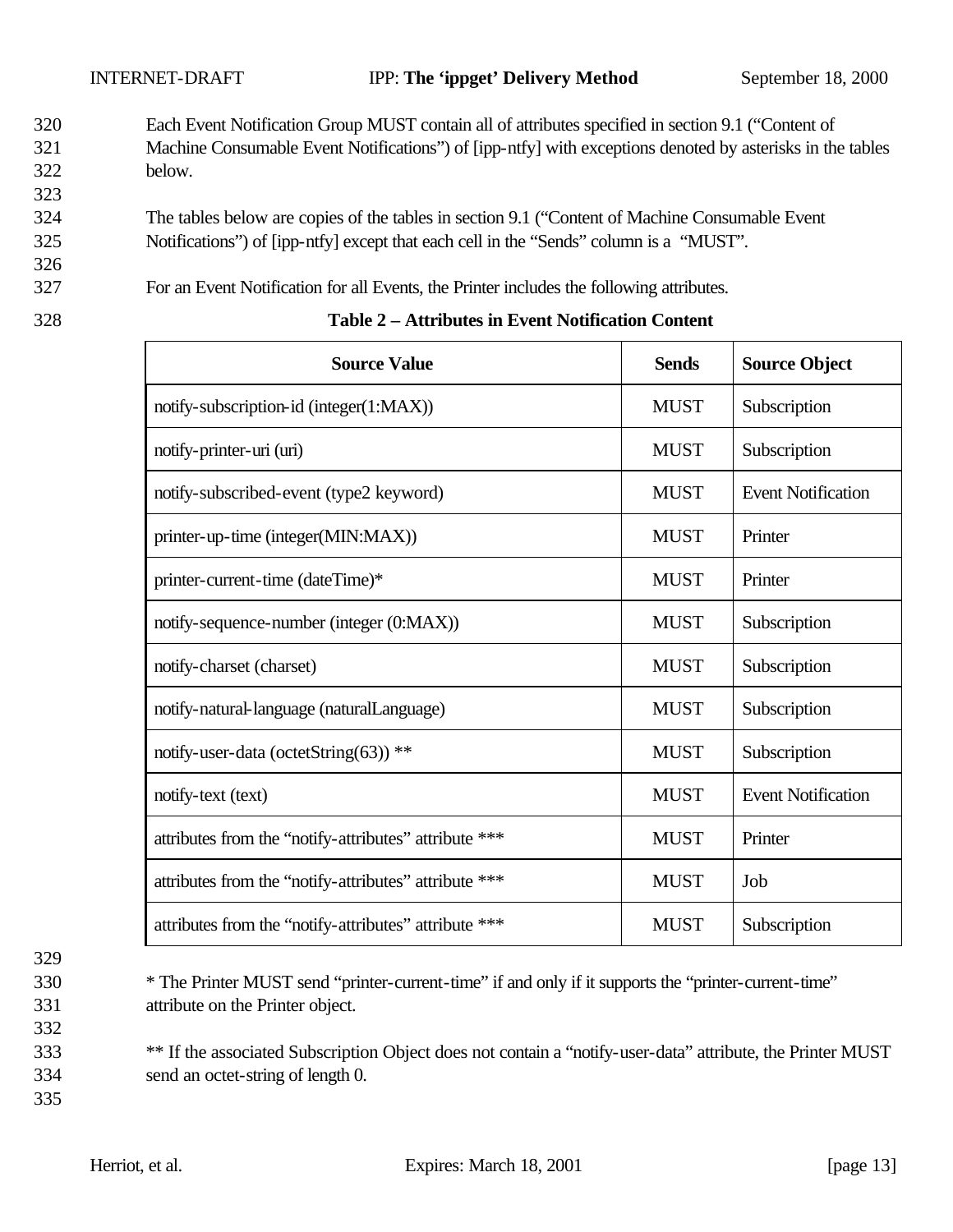Each Event Notification Group MUST contain all of attributes specified in section 9.1 ("Content of Machine Consumable Event Notifications") of [ipp-ntfy] with exceptions denoted by asterisks in the tables below.

The tables below are copies of the tables in section 9.1 ("Content of Machine Consumable Event Notifications") of [ipp-ntfy] except that each cell in the "Sends" column is a "MUST".

For an Event Notification for all Events, the Printer includes the following attributes.

**Table 2 – Attributes in Event Notification Content**

| Source Value | Sends | Source Object |
|---|---|---|
| notify-subscription-id (integer(1:MAX)) | MUST | Subscription |
| notify-printer-uri (uri) | MUST | Subscription |
| notify-subscribed-event (type2 keyword) | MUST | Event Notification |
| printer-up-time (integer(MIN:MAX)) | MUST | Printer |
| printer-current-time (dateTime)* | MUST | Printer |
| notify-sequence-number (integer (0:MAX)) | MUST | Subscription |
| notify-charset (charset) | MUST | Subscription |
| notify-natural-language (naturalLanguage) | MUST | Subscription |
| notify-user-data (octetString(63)) ** | MUST | Subscription |
| notify-text (text) | MUST | Event Notification |
| attributes from the "notify-attributes" attribute *** | MUST | Printer |
| attributes from the "notify-attributes" attribute *** | MUST | Job |
| attributes from the "notify-attributes" attribute *** | MUST | Subscription |

* The Printer MUST send "printer-current-time" if and only if it supports the "printer-current-time" attribute on the Printer object.

** If the associated Subscription Object does not contain a "notify-user-data" attribute, the Printer MUST send an octet-string of length 0.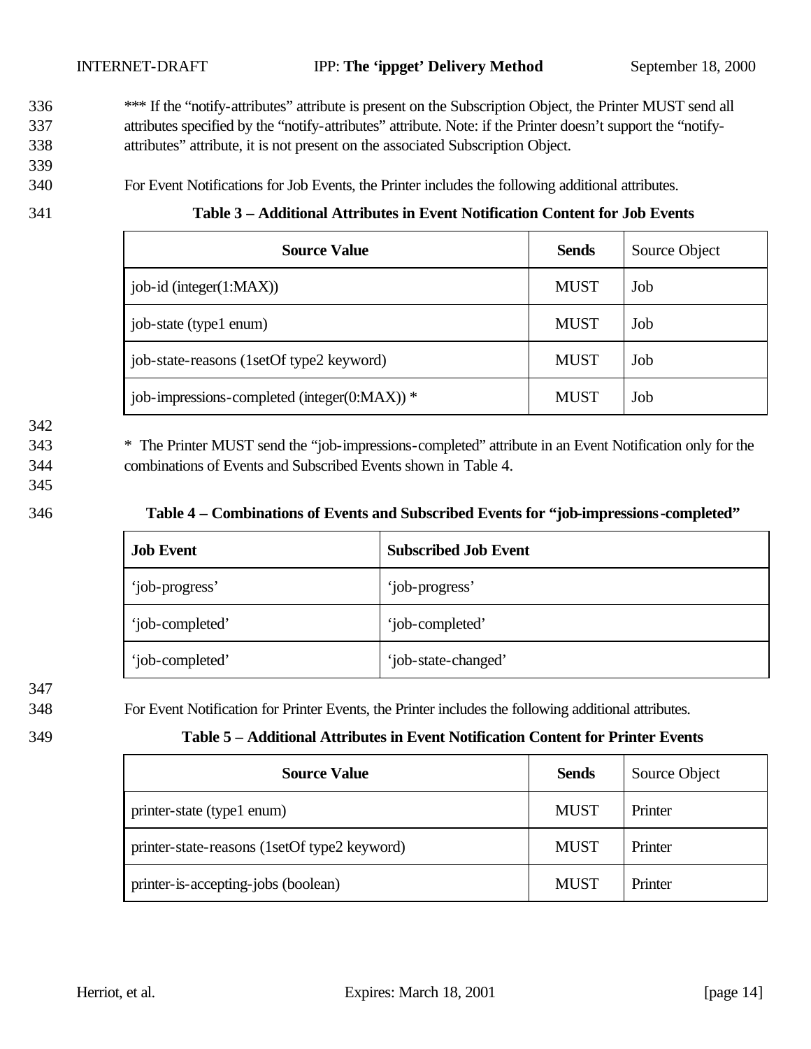*** If the "notify-attributes" attribute is present on the Subscription Object, the Printer MUST send all attributes specified by the "notify-attributes" attribute. Note: if the Printer doesn't support the "notify-attributes" attribute, it is not present on the associated Subscription Object.

For Event Notifications for Job Events, the Printer includes the following additional attributes.

**Table 3 – Additional Attributes in Event Notification Content for Job Events**

| **Source Value** | **Sends** | Source Object |
|---|---|---|
| job-id (integer(1:MAX)) | MUST | Job |
| job-state (type1 enum) | MUST | Job |
| job-state-reasons (1setOf type2 keyword) | MUST | Job |
| job-impressions-completed (integer(0:MAX)) * | MUST | Job |

* The Printer MUST send the "job-impressions-completed" attribute in an Event Notification only for the combinations of Events and Subscribed Events shown in Table 4.

**Table 4 – Combinations of Events and Subscribed Events for "job-impressions-completed"**

| **Job Event** | **Subscribed Job Event** |
|---|---|
| 'job-progress' | 'job-progress' |
| 'job-completed' | 'job-completed' |
| 'job-completed' | 'job-state-changed' |

For Event Notification for Printer Events, the Printer includes the following additional attributes.

**Table 5 – Additional Attributes in Event Notification Content for Printer Events**

| **Source Value** | **Sends** | Source Object |
|---|---|---|
| printer-state (type1 enum) | MUST | Printer |
| printer-state-reasons (1setOf type2 keyword) | MUST | Printer |
| printer-is-accepting-jobs (boolean) | MUST | Printer |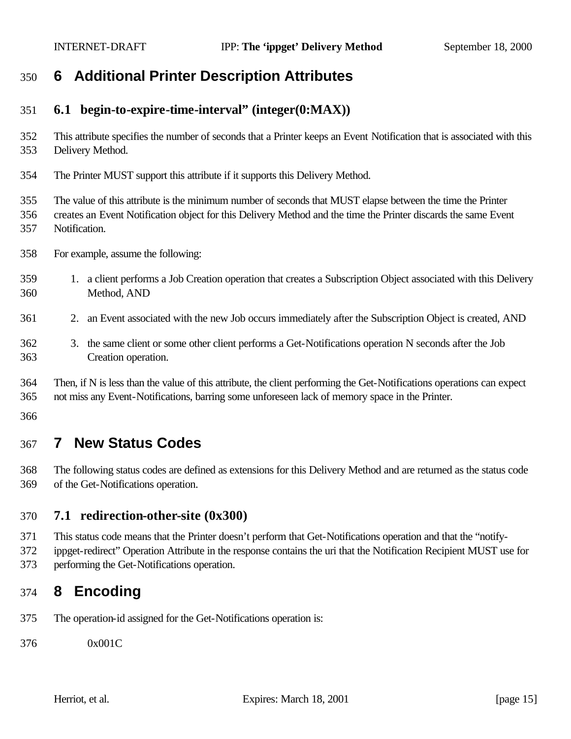# 6 Additional Printer Description Attributes

## 6.1 begin-to-expire-time-interval" (integer(0:MAX))

This attribute specifies the number of seconds that a Printer keeps an Event Notification that is associated with this Delivery Method.

The Printer MUST support this attribute if it supports this Delivery Method.

The value of this attribute is the minimum number of seconds that MUST elapse between the time the Printer creates an Event Notification object for this Delivery Method and the time the Printer discards the same Event Notification.

For example, assume the following:

1. a client performs a Job Creation operation that creates a Subscription Object associated with this Delivery Method, AND
2. an Event associated with the new Job occurs immediately after the Subscription Object is created, AND
3. the same client or some other client performs a Get-Notifications operation N seconds after the Job Creation operation.

Then, if N is less than the value of this attribute, the client performing the Get-Notifications operations can expect not miss any Event-Notifications, barring some unforeseen lack of memory space in the Printer.

# 7 New Status Codes

The following status codes are defined as extensions for this Delivery Method and are returned as the status code of the Get-Notifications operation.

## 7.1 redirection-other-site (0x300)

This status code means that the Printer doesn't perform that Get-Notifications operation and that the "notify-ippget-redirect" Operation Attribute in the response contains the uri that the Notification Recipient MUST use for performing the Get-Notifications operation.

# 8 Encoding

The operation-id assigned for the Get-Notifications operation is:

0x001C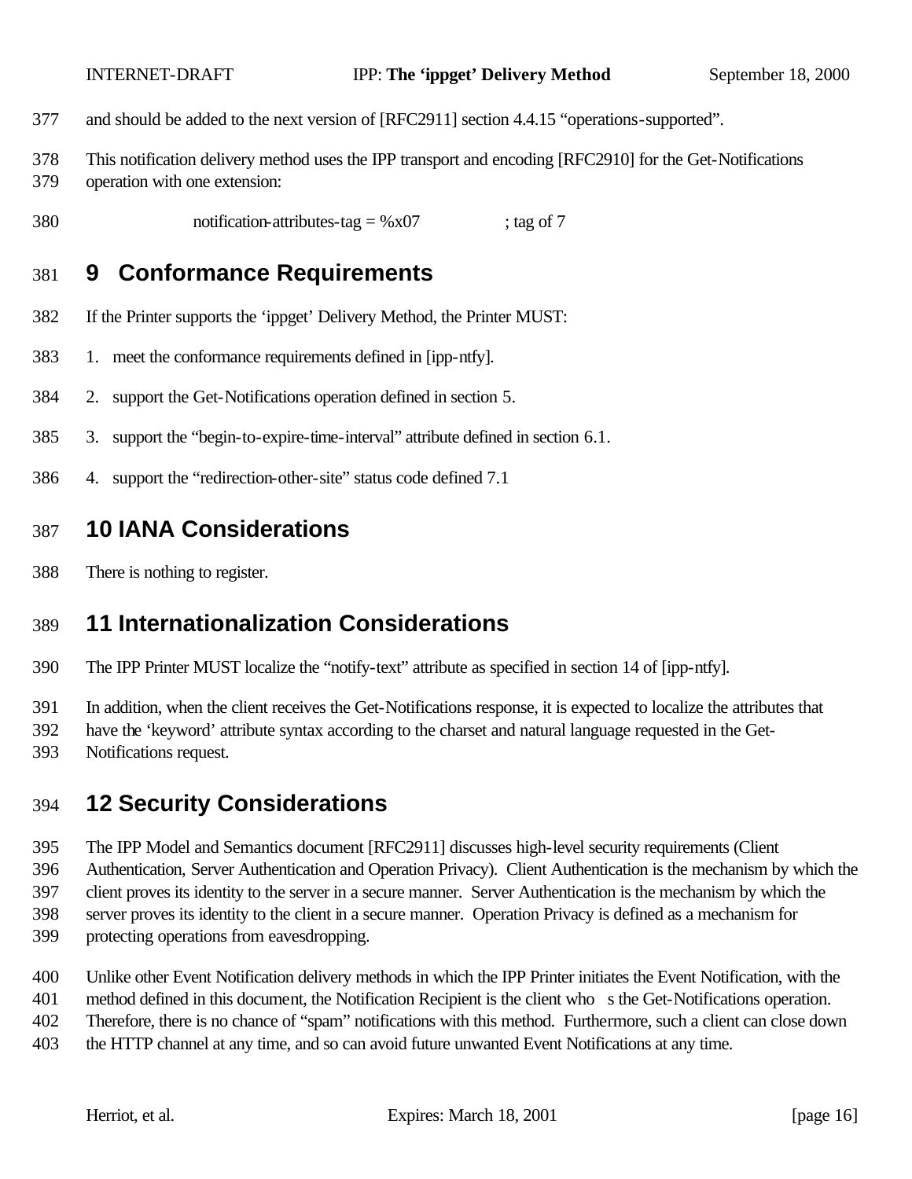and should be added to the next version of [RFC2911] section 4.4.15 "operations-supported".

This notification delivery method uses the IPP transport and encoding [RFC2910] for the Get-Notifications operation with one extension:

```
notification-attributes-tag = %x07          ; tag of 7
```

# 9 Conformance Requirements

If the Printer supports the 'ippget' Delivery Method, the Printer MUST:

1. meet the conformance requirements defined in [ipp-ntfy].
2. support the Get-Notifications operation defined in section 5.
3. support the "begin-to-expire-time-interval" attribute defined in section 6.1.
4. support the "redirection-other-site" status code defined 7.1

# 10 IANA Considerations

There is nothing to register.

# 11 Internationalization Considerations

The IPP Printer MUST localize the "notify-text" attribute as specified in section 14 of [ipp-ntfy].

In addition, when the client receives the Get-Notifications response, it is expected to localize the attributes that have the 'keyword' attribute syntax according to the charset and natural language requested in the Get-Notifications request.

# 12 Security Considerations

The IPP Model and Semantics document [RFC2911] discusses high-level security requirements (Client Authentication, Server Authentication and Operation Privacy). Client Authentication is the mechanism by which the client proves its identity to the server in a secure manner. Server Authentication is the mechanism by which the server proves its identity to the client in a secure manner. Operation Privacy is defined as a mechanism for protecting operations from eavesdropping.

Unlike other Event Notification delivery methods in which the IPP Printer initiates the Event Notification, with the method defined in this document, the Notification Recipient is the client who s the Get-Notifications operation. Therefore, there is no chance of "spam" notifications with this method. Furthermore, such a client can close down the HTTP channel at any time, and so can avoid future unwanted Event Notifications at any time.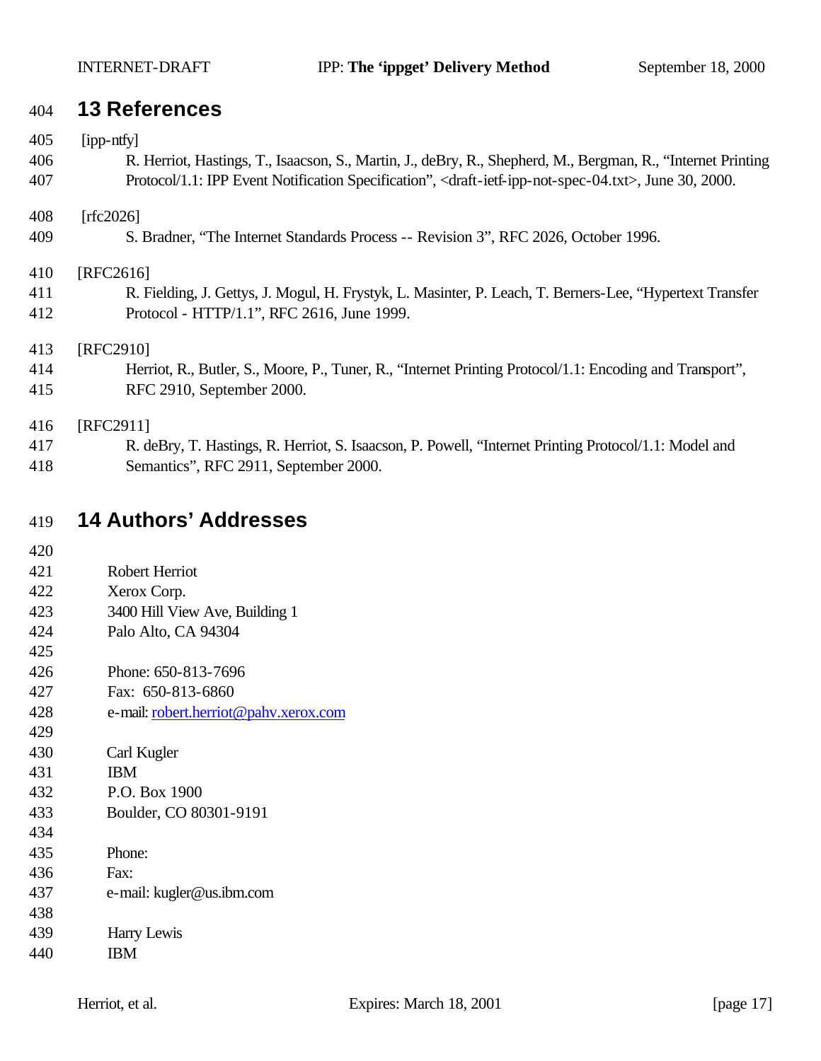## 13 References

[ipp-ntfy]
R. Herriot, Hastings, T., Isaacson, S., Martin, J., deBry, R., Shepherd, M., Bergman, R., "Internet Printing Protocol/1.1: IPP Event Notification Specification", <draft-ietf-ipp-not-spec-04.txt>, June 30, 2000.

[rfc2026]
S. Bradner, "The Internet Standards Process -- Revision 3", RFC 2026, October 1996.

[RFC2616]
R. Fielding, J. Gettys, J. Mogul, H. Frystyk, L. Masinter, P. Leach, T. Berners-Lee, "Hypertext Transfer Protocol - HTTP/1.1", RFC 2616, June 1999.

[RFC2910]
Herriot, R., Butler, S., Moore, P., Tuner, R., "Internet Printing Protocol/1.1: Encoding and Transport", RFC 2910, September 2000.

[RFC2911]
R. deBry, T. Hastings, R. Herriot, S. Isaacson, P. Powell, "Internet Printing Protocol/1.1: Model and Semantics", RFC 2911, September 2000.

## 14 Authors' Addresses

Robert Herriot
Xerox Corp.
3400 Hill View Ave, Building 1
Palo Alto, CA 94304

Phone: 650-813-7696
Fax: 650-813-6860
e-mail: robert.herriot@pahv.xerox.com

Carl Kugler
IBM
P.O. Box 1900
Boulder, CO 80301-9191

Phone:
Fax:
e-mail: kugler@us.ibm.com

Harry Lewis
IBM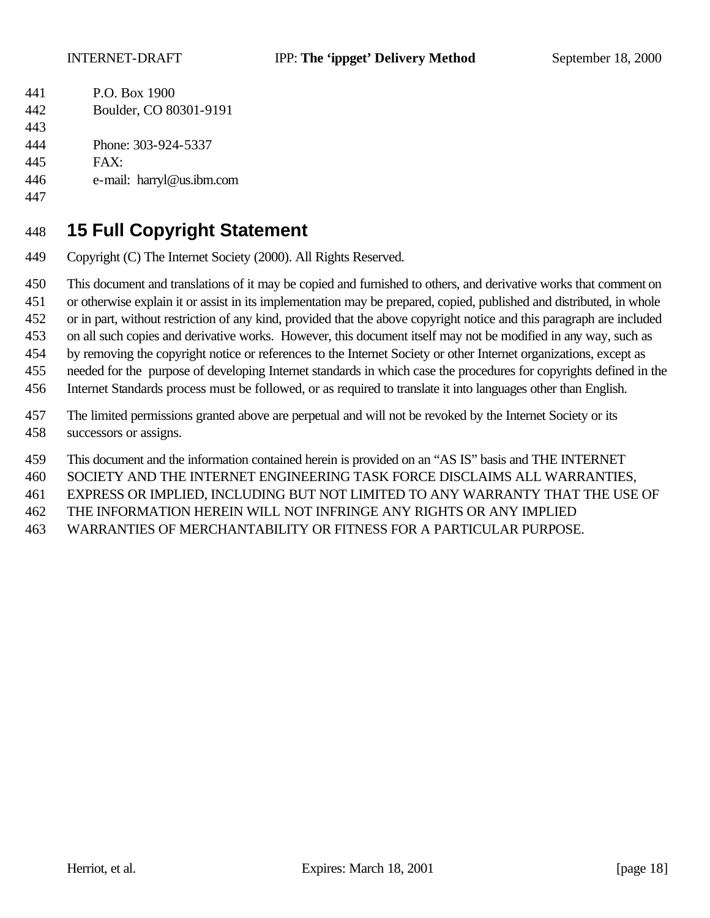P.O. Box 1900
Boulder, CO 80301-9191

Phone: 303-924-5337
FAX:
e-mail: harryl@us.ibm.com

# 15 Full Copyright Statement

Copyright (C) The Internet Society (2000). All Rights Reserved.

This document and translations of it may be copied and furnished to others, and derivative works that comment on or otherwise explain it or assist in its implementation may be prepared, copied, published and distributed, in whole or in part, without restriction of any kind, provided that the above copyright notice and this paragraph are included on all such copies and derivative works. However, this document itself may not be modified in any way, such as by removing the copyright notice or references to the Internet Society or other Internet organizations, except as needed for the purpose of developing Internet standards in which case the procedures for copyrights defined in the Internet Standards process must be followed, or as required to translate it into languages other than English.

The limited permissions granted above are perpetual and will not be revoked by the Internet Society or its successors or assigns.

This document and the information contained herein is provided on an "AS IS" basis and THE INTERNET SOCIETY AND THE INTERNET ENGINEERING TASK FORCE DISCLAIMS ALL WARRANTIES, EXPRESS OR IMPLIED, INCLUDING BUT NOT LIMITED TO ANY WARRANTY THAT THE USE OF THE INFORMATION HEREIN WILL NOT INFRINGE ANY RIGHTS OR ANY IMPLIED WARRANTIES OF MERCHANTABILITY OR FITNESS FOR A PARTICULAR PURPOSE.